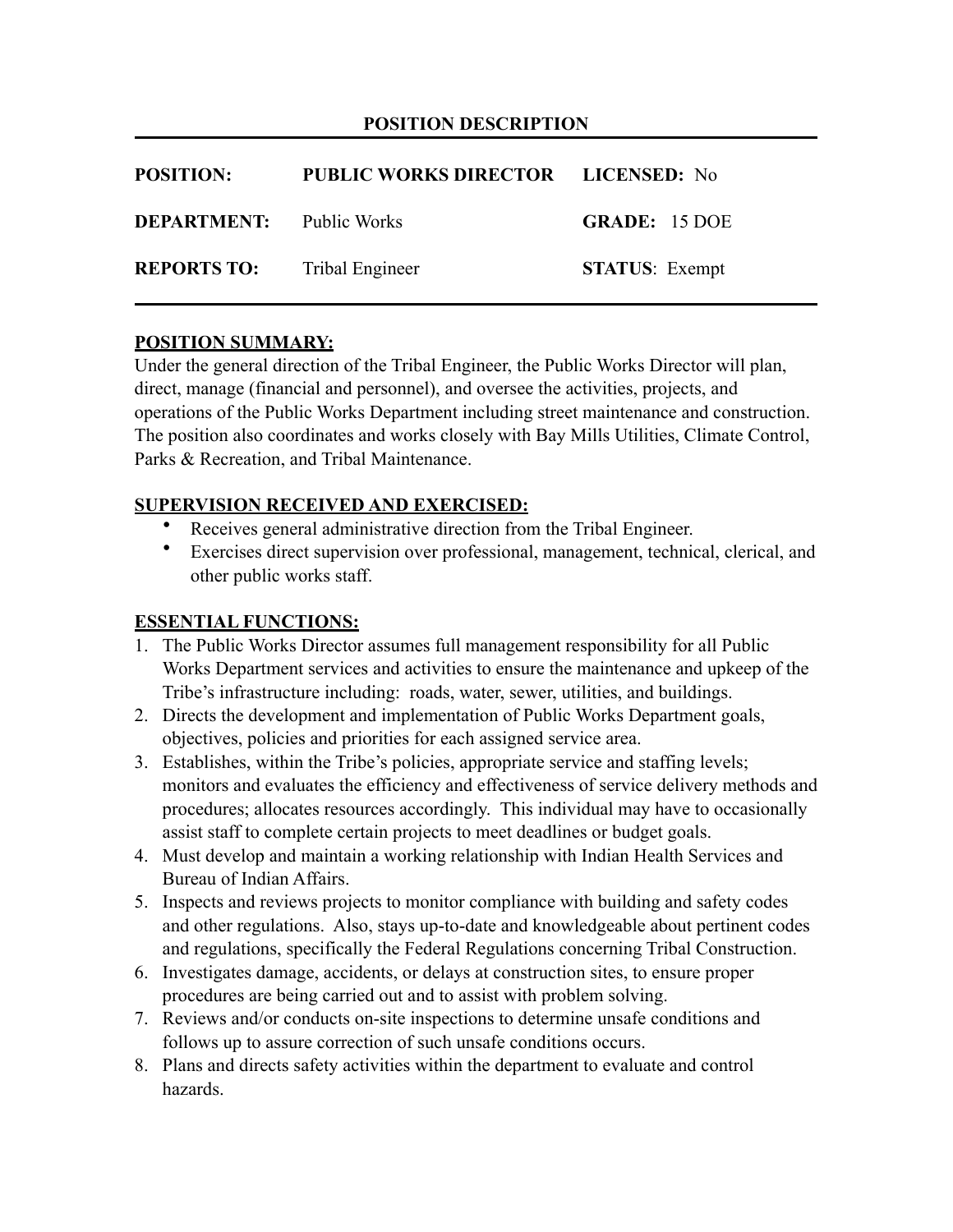# POSITION DESCRIPTION

| | | |
|---|---|---|
| **POSITION:** | **PUBLIC WORKS DIRECTOR** | **LICENSED:** No |
| **DEPARTMENT:** | Public Works | **GRADE:** 15 DOE |
| **REPORTS TO:** | Tribal Engineer | **STATUS**: Exempt |

## POSITION SUMMARY:

Under the general direction of the Tribal Engineer, the Public Works Director will plan, direct, manage (financial and personnel), and oversee the activities, projects, and operations of the Public Works Department including street maintenance and construction. The position also coordinates and works closely with Bay Mills Utilities, Climate Control, Parks & Recreation, and Tribal Maintenance.

## SUPERVISION RECEIVED AND EXERCISED:

- Receives general administrative direction from the Tribal Engineer.
- Exercises direct supervision over professional, management, technical, clerical, and other public works staff.

## ESSENTIAL FUNCTIONS:

1. The Public Works Director assumes full management responsibility for all Public Works Department services and activities to ensure the maintenance and upkeep of the Tribe's infrastructure including: roads, water, sewer, utilities, and buildings.
2. Directs the development and implementation of Public Works Department goals, objectives, policies and priorities for each assigned service area.
3. Establishes, within the Tribe's policies, appropriate service and staffing levels; monitors and evaluates the efficiency and effectiveness of service delivery methods and procedures; allocates resources accordingly. This individual may have to occasionally assist staff to complete certain projects to meet deadlines or budget goals.
4. Must develop and maintain a working relationship with Indian Health Services and Bureau of Indian Affairs.
5. Inspects and reviews projects to monitor compliance with building and safety codes and other regulations. Also, stays up-to-date and knowledgeable about pertinent codes and regulations, specifically the Federal Regulations concerning Tribal Construction.
6. Investigates damage, accidents, or delays at construction sites, to ensure proper procedures are being carried out and to assist with problem solving.
7. Reviews and/or conducts on-site inspections to determine unsafe conditions and follows up to assure correction of such unsafe conditions occurs.
8. Plans and directs safety activities within the department to evaluate and control hazards.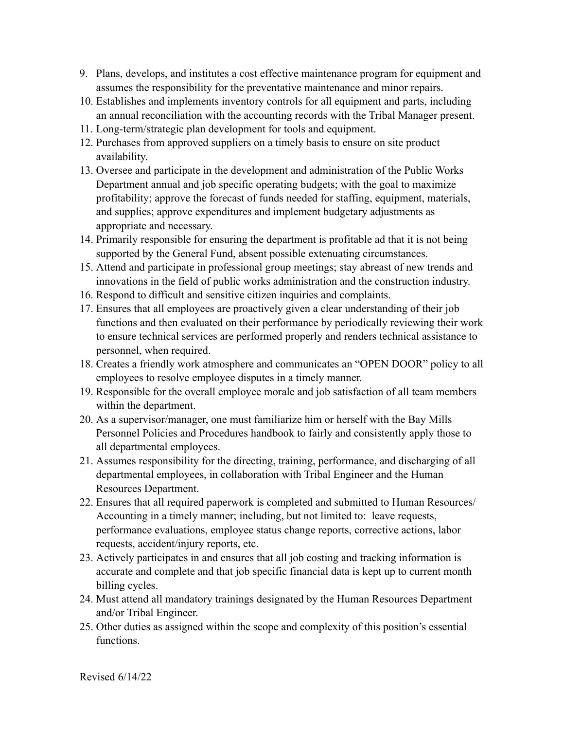9. Plans, develops, and institutes a cost effective maintenance program for equipment and assumes the responsibility for the preventative maintenance and minor repairs.
10. Establishes and implements inventory controls for all equipment and parts, including an annual reconciliation with the accounting records with the Tribal Manager present.
11. Long-term/strategic plan development for tools and equipment.
12. Purchases from approved suppliers on a timely basis to ensure on site product availability.
13. Oversee and participate in the development and administration of the Public Works Department annual and job specific operating budgets; with the goal to maximize profitability; approve the forecast of funds needed for staffing, equipment, materials, and supplies; approve expenditures and implement budgetary adjustments as appropriate and necessary.
14. Primarily responsible for ensuring the department is profitable ad that it is not being supported by the General Fund, absent possible extenuating circumstances.
15. Attend and participate in professional group meetings; stay abreast of new trends and innovations in the field of public works administration and the construction industry.
16. Respond to difficult and sensitive citizen inquiries and complaints.
17. Ensures that all employees are proactively given a clear understanding of their job functions and then evaluated on their performance by periodically reviewing their work to ensure technical services are performed properly and renders technical assistance to personnel, when required.
18. Creates a friendly work atmosphere and communicates an "OPEN DOOR" policy to all employees to resolve employee disputes in a timely manner.
19. Responsible for the overall employee morale and job satisfaction of all team members within the department.
20. As a supervisor/manager, one must familiarize him or herself with the Bay Mills Personnel Policies and Procedures handbook to fairly and consistently apply those to all departmental employees.
21. Assumes responsibility for the directing, training, performance, and discharging of all departmental employees, in collaboration with Tribal Engineer and the Human Resources Department.
22. Ensures that all required paperwork is completed and submitted to Human Resources/ Accounting in a timely manner; including, but not limited to: leave requests, performance evaluations, employee status change reports, corrective actions, labor requests, accident/injury reports, etc.
23. Actively participates in and ensures that all job costing and tracking information is accurate and complete and that job specific financial data is kept up to current month billing cycles.
24. Must attend all mandatory trainings designated by the Human Resources Department and/or Tribal Engineer.
25. Other duties as assigned within the scope and complexity of this position's essential functions.

Revised 6/14/22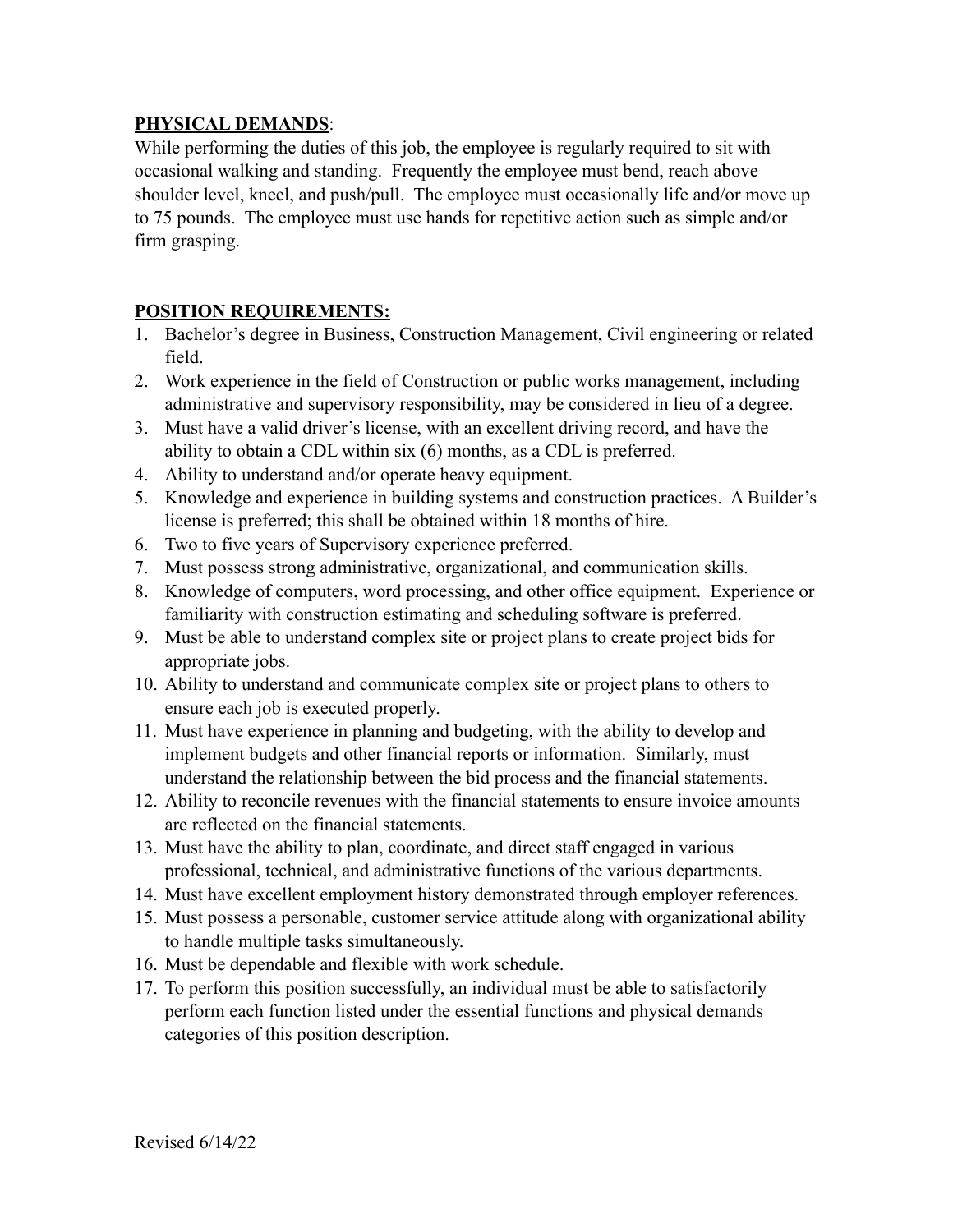**PHYSICAL DEMANDS**:

While performing the duties of this job, the employee is regularly required to sit with occasional walking and standing. Frequently the employee must bend, reach above shoulder level, kneel, and push/pull. The employee must occasionally life and/or move up to 75 pounds. The employee must use hands for repetitive action such as simple and/or firm grasping.

**POSITION REQUIREMENTS:**

1. Bachelor's degree in Business, Construction Management, Civil engineering or related field.
2. Work experience in the field of Construction or public works management, including administrative and supervisory responsibility, may be considered in lieu of a degree.
3. Must have a valid driver's license, with an excellent driving record, and have the ability to obtain a CDL within six (6) months, as a CDL is preferred.
4. Ability to understand and/or operate heavy equipment.
5. Knowledge and experience in building systems and construction practices. A Builder's license is preferred; this shall be obtained within 18 months of hire.
6. Two to five years of Supervisory experience preferred.
7. Must possess strong administrative, organizational, and communication skills.
8. Knowledge of computers, word processing, and other office equipment. Experience or familiarity with construction estimating and scheduling software is preferred.
9. Must be able to understand complex site or project plans to create project bids for appropriate jobs.
10. Ability to understand and communicate complex site or project plans to others to ensure each job is executed properly.
11. Must have experience in planning and budgeting, with the ability to develop and implement budgets and other financial reports or information. Similarly, must understand the relationship between the bid process and the financial statements.
12. Ability to reconcile revenues with the financial statements to ensure invoice amounts are reflected on the financial statements.
13. Must have the ability to plan, coordinate, and direct staff engaged in various professional, technical, and administrative functions of the various departments.
14. Must have excellent employment history demonstrated through employer references.
15. Must possess a personable, customer service attitude along with organizational ability to handle multiple tasks simultaneously.
16. Must be dependable and flexible with work schedule.
17. To perform this position successfully, an individual must be able to satisfactorily perform each function listed under the essential functions and physical demands categories of this position description.

Revised 6/14/22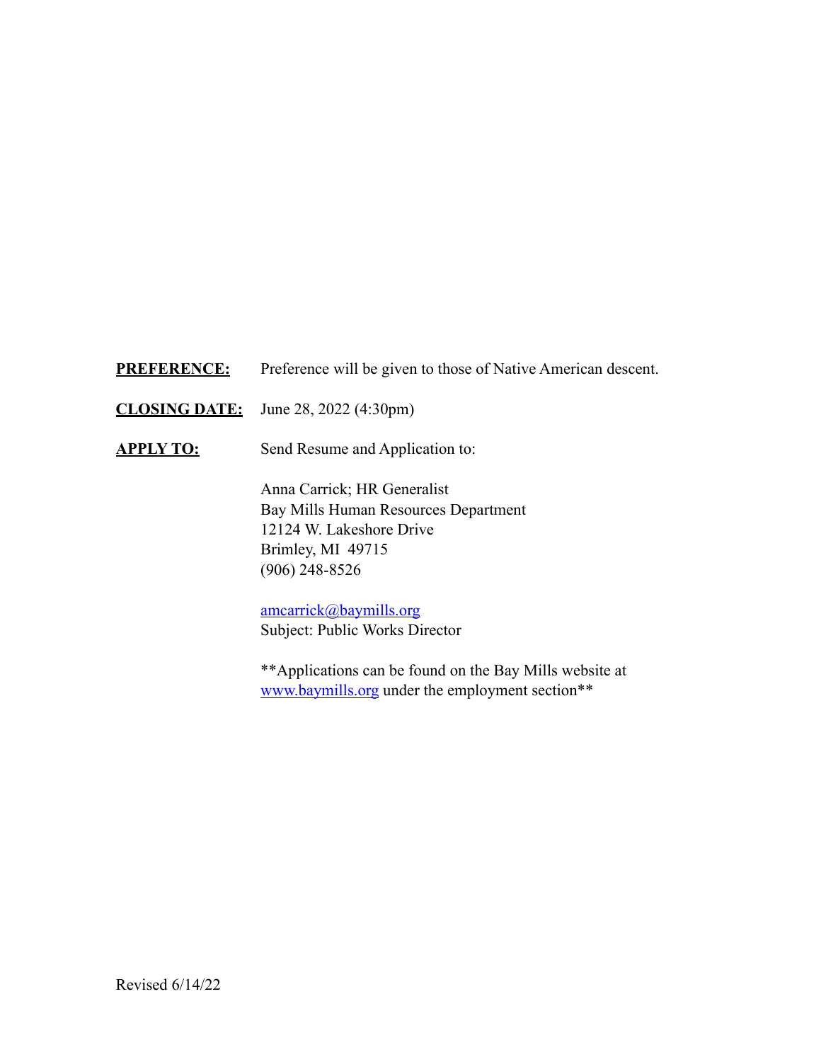**PREFERENCE:** Preference will be given to those of Native American descent.

**CLOSING DATE:** June 28, 2022 (4:30pm)

**APPLY TO:** Send Resume and Application to:

Anna Carrick; HR Generalist
Bay Mills Human Resources Department
12124 W. Lakeshore Drive
Brimley, MI 49715
(906) 248-8526

[amcarrick@baymills.org](mailto:amcarrick@baymills.org)
Subject: Public Works Director

**Applications can be found on the Bay Mills website at [www.baymills.org](http://www.baymills.org) under the employment section**

Revised 6/14/22